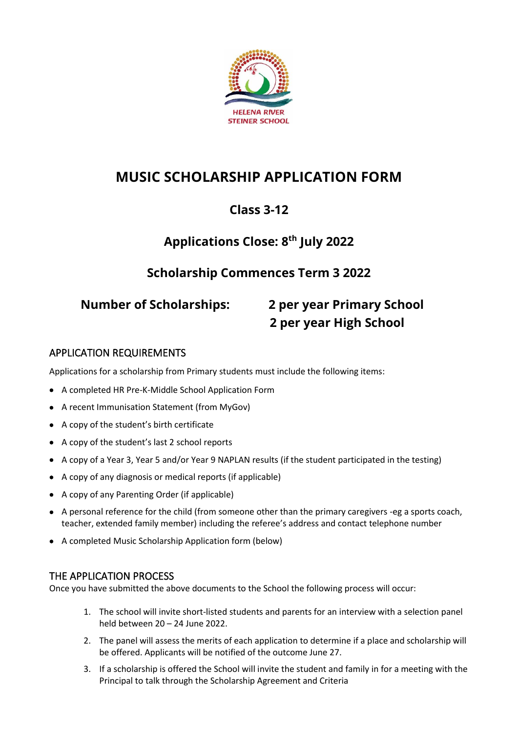HELENA RIVER STEINER SCHOOL

# MUSIC SCHOLARSHIP APPLICATION FORM

## Class 3-12

## Applications Close: 8th July 2022

## Scholarship Commences Term 3 2022

**Number of Scholarships:** **2 per year Primary School**
**2 per year High School**

### APPLICATION REQUIREMENTS

Applications for a scholarship from Primary students must include the following items:

- A completed HR Pre-K-Middle School Application Form
- A recent Immunisation Statement (from MyGov)
- A copy of the student's birth certificate
- A copy of the student's last 2 school reports
- A copy of a Year 3, Year 5 and/or Year 9 NAPLAN results (if the student participated in the testing)
- A copy of any diagnosis or medical reports (if applicable)
- A copy of any Parenting Order (if applicable)
- A personal reference for the child (from someone other than the primary caregivers -eg a sports coach, teacher, extended family member) including the referee's address and contact telephone number
- A completed Music Scholarship Application form (below)

### THE APPLICATION PROCESS

Once you have submitted the above documents to the School the following process will occur:

1. The school will invite short-listed students and parents for an interview with a selection panel held between 20 – 24 June 2022.
2. The panel will assess the merits of each application to determine if a place and scholarship will be offered. Applicants will be notified of the outcome June 27.
3. If a scholarship is offered the School will invite the student and family in for a meeting with the Principal to talk through the Scholarship Agreement and Criteria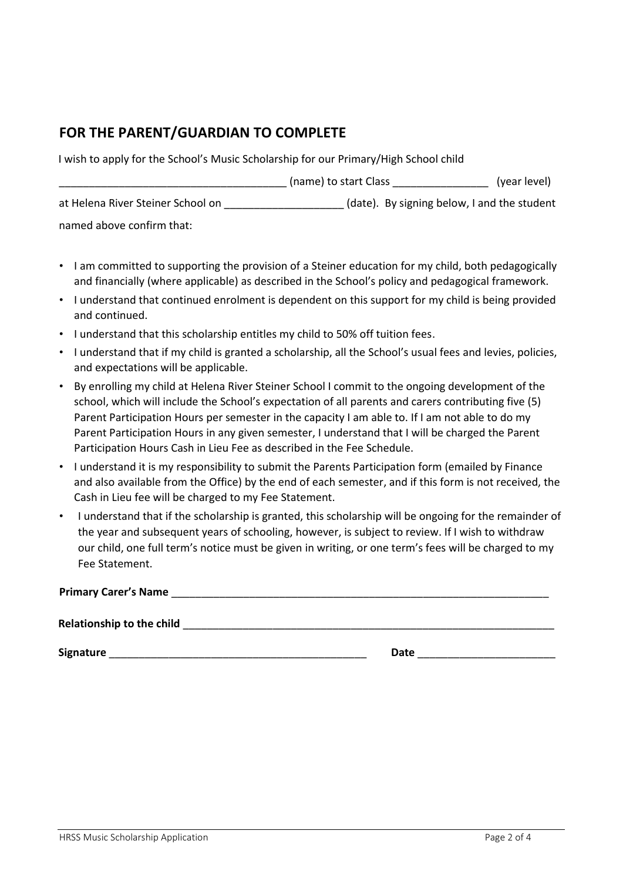## FOR THE PARENT/GUARDIAN TO COMPLETE

I wish to apply for the School's Music Scholarship for our Primary/High School child

_____________________________________ (name) to start Class ________________ (year level)

at Helena River Steiner School on ____________________ (date). By signing below, I and the student named above confirm that:

- I am committed to supporting the provision of a Steiner education for my child, both pedagogically and financially (where applicable) as described in the School's policy and pedagogical framework.
- I understand that continued enrolment is dependent on this support for my child is being provided and continued.
- I understand that this scholarship entitles my child to 50% off tuition fees.
- I understand that if my child is granted a scholarship, all the School's usual fees and levies, policies, and expectations will be applicable.
- By enrolling my child at Helena River Steiner School I commit to the ongoing development of the school, which will include the School's expectation of all parents and carers contributing five (5) Parent Participation Hours per semester in the capacity I am able to. If I am not able to do my Parent Participation Hours in any given semester, I understand that I will be charged the Parent Participation Hours Cash in Lieu Fee as described in the Fee Schedule.
- I understand it is my responsibility to submit the Parents Participation form (emailed by Finance and also available from the Office) by the end of each semester, and if this form is not received, the Cash in Lieu fee will be charged to my Fee Statement.
- I understand that if the scholarship is granted, this scholarship will be ongoing for the remainder of the year and subsequent years of schooling, however, is subject to review. If I wish to withdraw our child, one full term's notice must be given in writing, or one term's fees will be charged to my Fee Statement.

**Primary Carer's Name** _________________________________________________________________

**Relationship to the child** _________________________________________________________________

**Signature** ____________________________________________ **Date** _______________________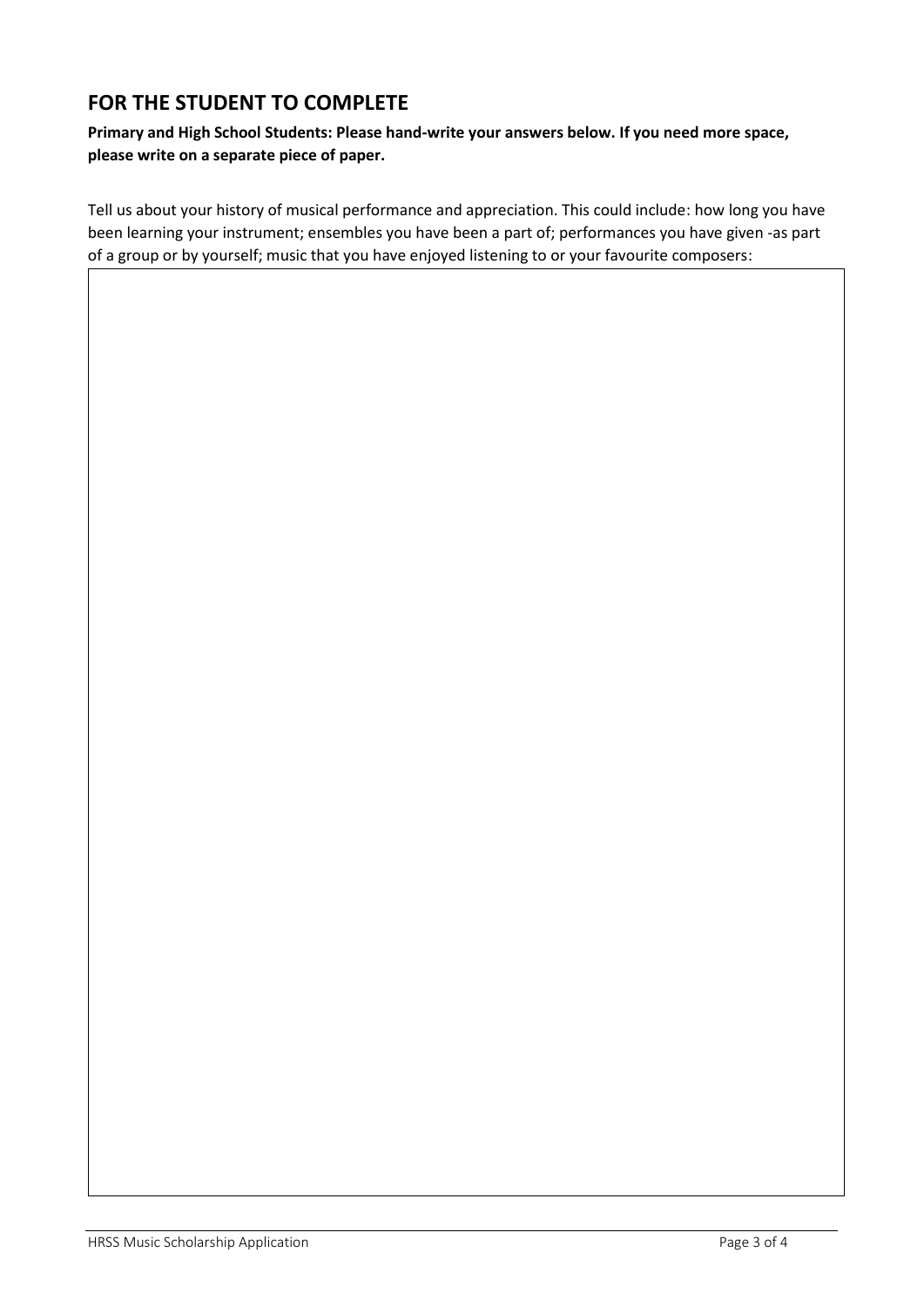## FOR THE STUDENT TO COMPLETE

**Primary and High School Students: Please hand-write your answers below. If you need more space, please write on a separate piece of paper.**

Tell us about your history of musical performance and appreciation. This could include: how long you have been learning your instrument; ensembles you have been a part of; performances you have given -as part of a group or by yourself; music that you have enjoyed listening to or your favourite composers: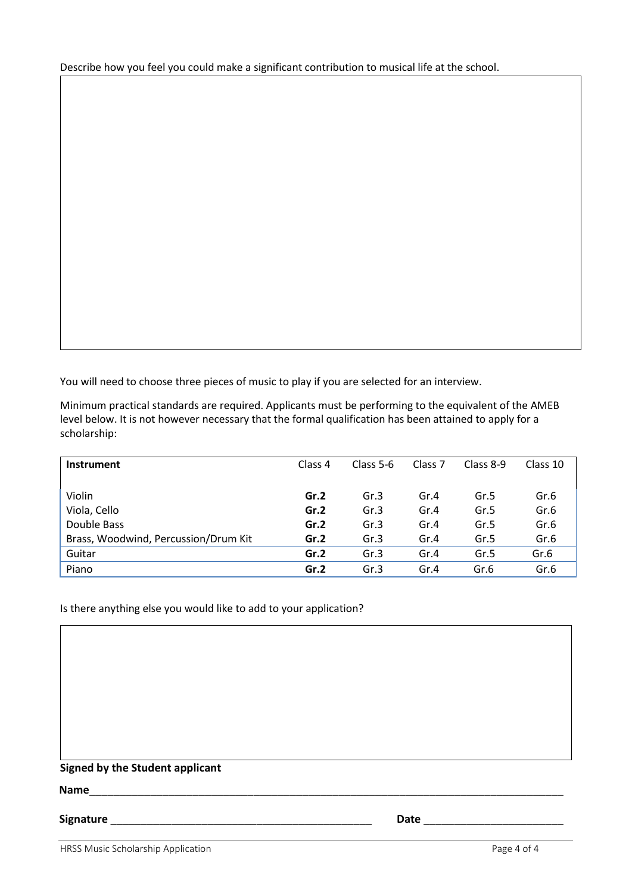Describe how you feel you could make a significant contribution to musical life at the school.

You will need to choose three pieces of music to play if you are selected for an interview.

Minimum practical standards are required. Applicants must be performing to the equivalent of the AMEB level below. It is not however necessary that the formal qualification has been attained to apply for a scholarship:

| **Instrument** | Class 4 | Class 5-6 | Class 7 | Class 8-9 | Class 10 |
|---|---|---|---|---|---|
| Violin | **Gr.2** | Gr.3 | Gr.4 | Gr.5 | Gr.6 |
| Viola, Cello | **Gr.2** | Gr.3 | Gr.4 | Gr.5 | Gr.6 |
| Double Bass | **Gr.2** | Gr.3 | Gr.4 | Gr.5 | Gr.6 |
| Brass, Woodwind, Percussion/Drum Kit | **Gr.2** | Gr.3 | Gr.4 | Gr.5 | Gr.6 |
| Guitar | **Gr.2** | Gr.3 | Gr.4 | Gr.5 | Gr.6 |
| Piano | **Gr.2** | Gr.3 | Gr.4 | Gr.6 | Gr.6 |

Is there anything else you would like to add to your application?

**Signed by the Student applicant**

**Name**\_\_\_\_\_\_\_\_\_\_\_\_\_\_\_\_\_\_\_\_\_\_\_\_\_\_\_\_\_\_\_\_\_\_\_\_\_\_\_\_\_\_\_\_\_\_\_\_\_\_\_\_\_\_\_\_\_\_\_\_

**Signature** \_\_\_\_\_\_\_\_\_\_\_\_\_\_\_\_\_\_\_\_\_\_\_\_\_\_\_\_\_\_\_\_\_\_\_\_ **Date** \_\_\_\_\_\_\_\_\_\_\_\_\_\_\_\_\_\_\_\_